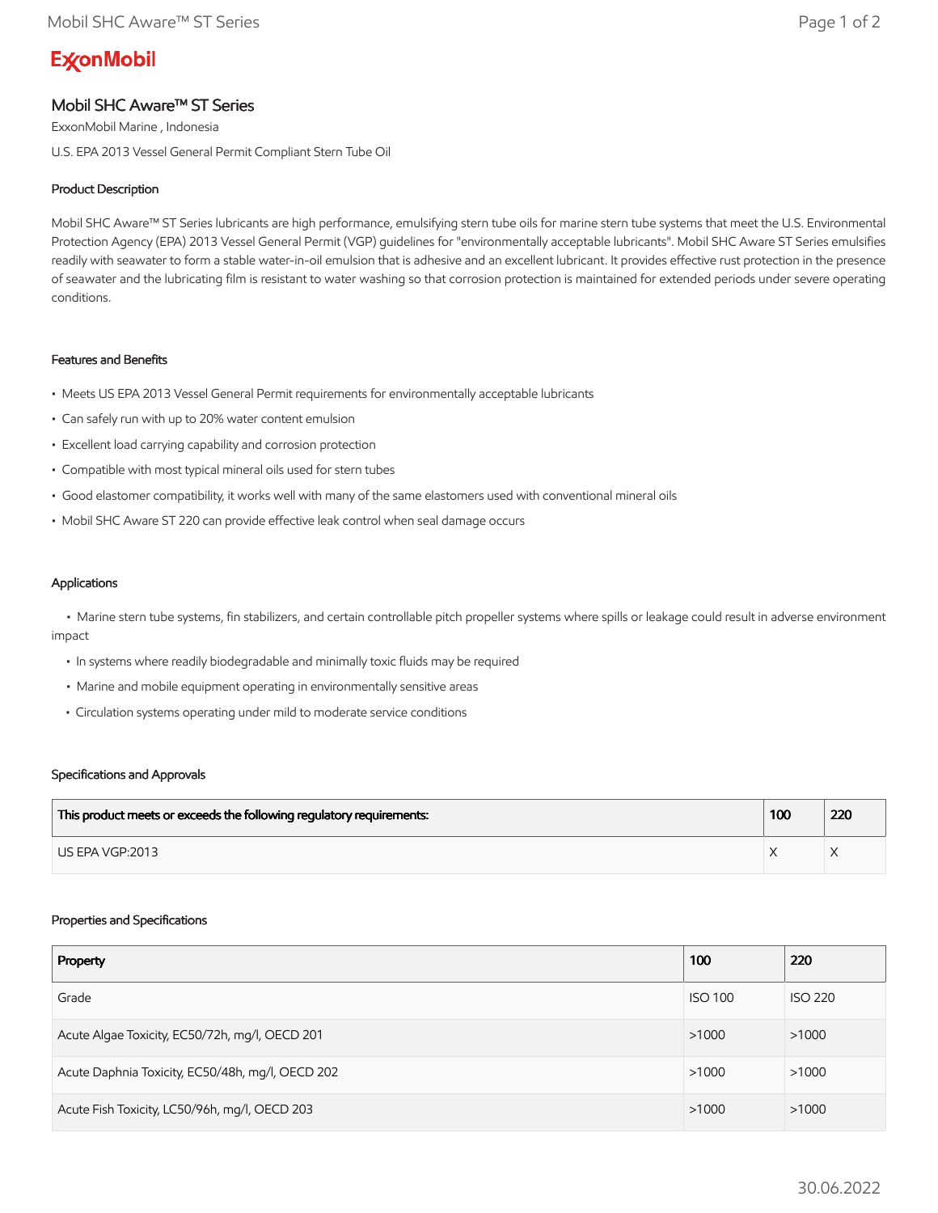ExxonMobil

# Mobil SHC Aware™ ST Series

ExxonMobil Marine , Indonesia

U.S. EPA 2013 Vessel General Permit Compliant Stern Tube Oil

## Product Description

Mobil SHC Aware™ ST Series lubricants are high performance, emulsifying stern tube oils for marine stern tube systems that meet the U.S. Environmental Protection Agency (EPA) 2013 Vessel General Permit (VGP) guidelines for "environmentally acceptable lubricants". Mobil SHC Aware ST Series emulsifies readily with seawater to form a stable water-in-oil emulsion that is adhesive and an excellent lubricant. It provides effective rust protection in the presence of seawater and the lubricating film is resistant to water washing so that corrosion protection is maintained for extended periods under severe operating conditions.

## Features and Benefits

- Meets US EPA 2013 Vessel General Permit requirements for environmentally acceptable lubricants
- Can safely run with up to 20% water content emulsion
- Excellent load carrying capability and corrosion protection
- Compatible with most typical mineral oils used for stern tubes
- Good elastomer compatibility, it works well with many of the same elastomers used with conventional mineral oils
- Mobil SHC Aware ST 220 can provide effective leak control when seal damage occurs

## Applications

- Marine stern tube systems, fin stabilizers, and certain controllable pitch propeller systems where spills or leakage could result in adverse environment impact
- In systems where readily biodegradable and minimally toxic fluids may be required
- Marine and mobile equipment operating in environmentally sensitive areas
- Circulation systems operating under mild to moderate service conditions

## Specifications and Approvals

| This product meets or exceeds the following regulatory requirements: | 100 | 220 |
|---|---|---|
| US EPA VGP:2013 | X | X |

## Properties and Specifications

| Property | 100 | 220 |
|---|---|---|
| Grade | ISO 100 | ISO 220 |
| Acute Algae Toxicity, EC50/72h, mg/l, OECD 201 | >1000 | >1000 |
| Acute Daphnia Toxicity, EC50/48h, mg/l, OECD 202 | >1000 | >1000 |
| Acute Fish Toxicity, LC50/96h, mg/l, OECD 203 | >1000 | >1000 |

30.06.2022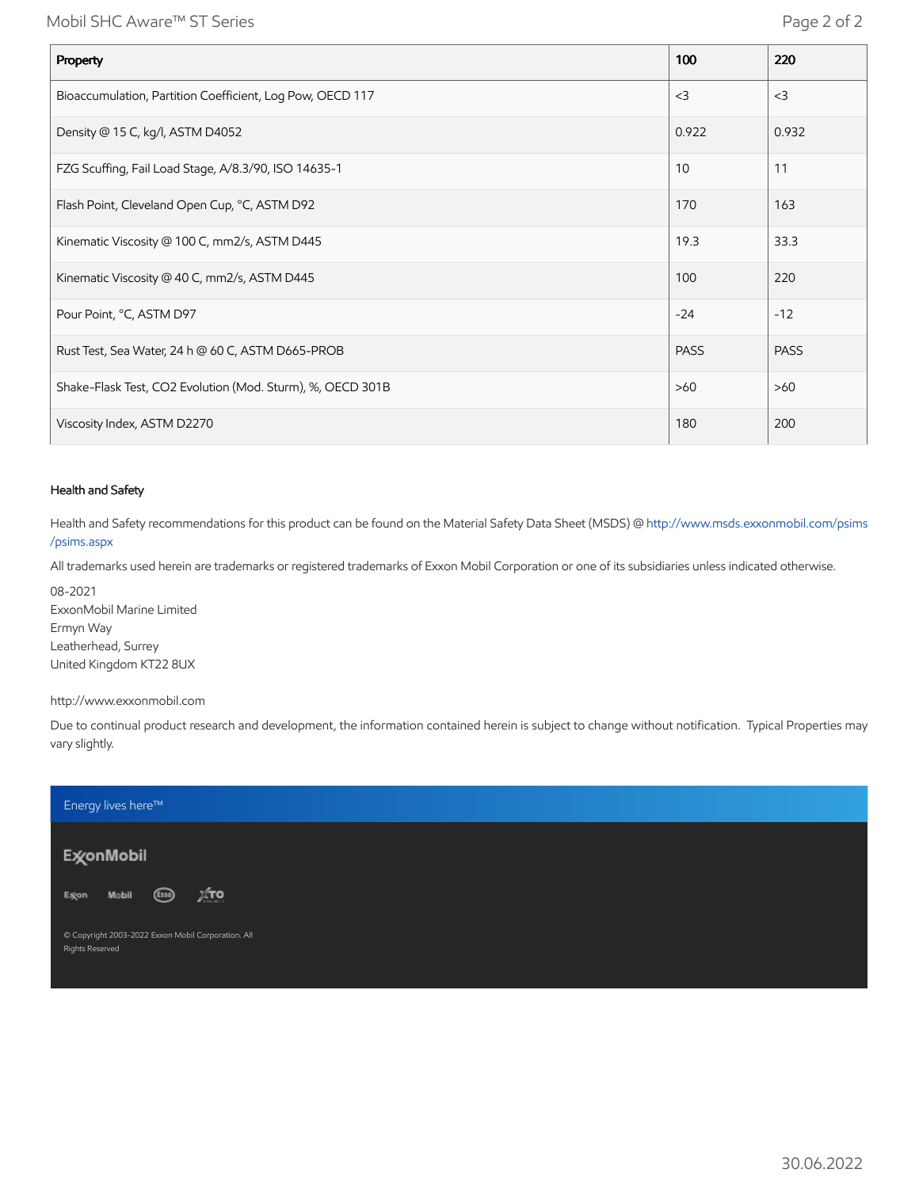| Property | 100 | 220 |
| --- | --- | --- |
| Bioaccumulation, Partition Coefficient, Log Pow, OECD 117 | <3 | <3 |
| Density @ 15 C, kg/l, ASTM D4052 | 0.922 | 0.932 |
| FZG Scuffing, Fail Load Stage, A/8.3/90, ISO 14635-1 | 10 | 11 |
| Flash Point, Cleveland Open Cup, °C, ASTM D92 | 170 | 163 |
| Kinematic Viscosity @ 100 C, mm2/s, ASTM D445 | 19.3 | 33.3 |
| Kinematic Viscosity @ 40 C, mm2/s, ASTM D445 | 100 | 220 |
| Pour Point, °C, ASTM D97 | -24 | -12 |
| Rust Test, Sea Water, 24 h @ 60 C, ASTM D665-PROB | PASS | PASS |
| Shake-Flask Test, CO2 Evolution (Mod. Sturm), %, OECD 301B | >60 | >60 |
| Viscosity Index, ASTM D2270 | 180 | 200 |

### Health and Safety

Health and Safety recommendations for this product can be found on the Material Safety Data Sheet (MSDS) @ http://www.msds.exxonmobil.com/psims/psims.aspx

All trademarks used herein are trademarks or registered trademarks of Exxon Mobil Corporation or one of its subsidiaries unless indicated otherwise.

08-2021
ExxonMobil Marine Limited
Ermyn Way
Leatherhead, Surrey
United Kingdom KT22 8UX

http://www.exxonmobil.com

Due to continual product research and development, the information contained herein is subject to change without notification. Typical Properties may vary slightly.

Energy lives here™

ExxonMobil

Exxon Mobil Esso XTO

© Copyright 2003-2022 Exxon Mobil Corporation. All Rights Reserved